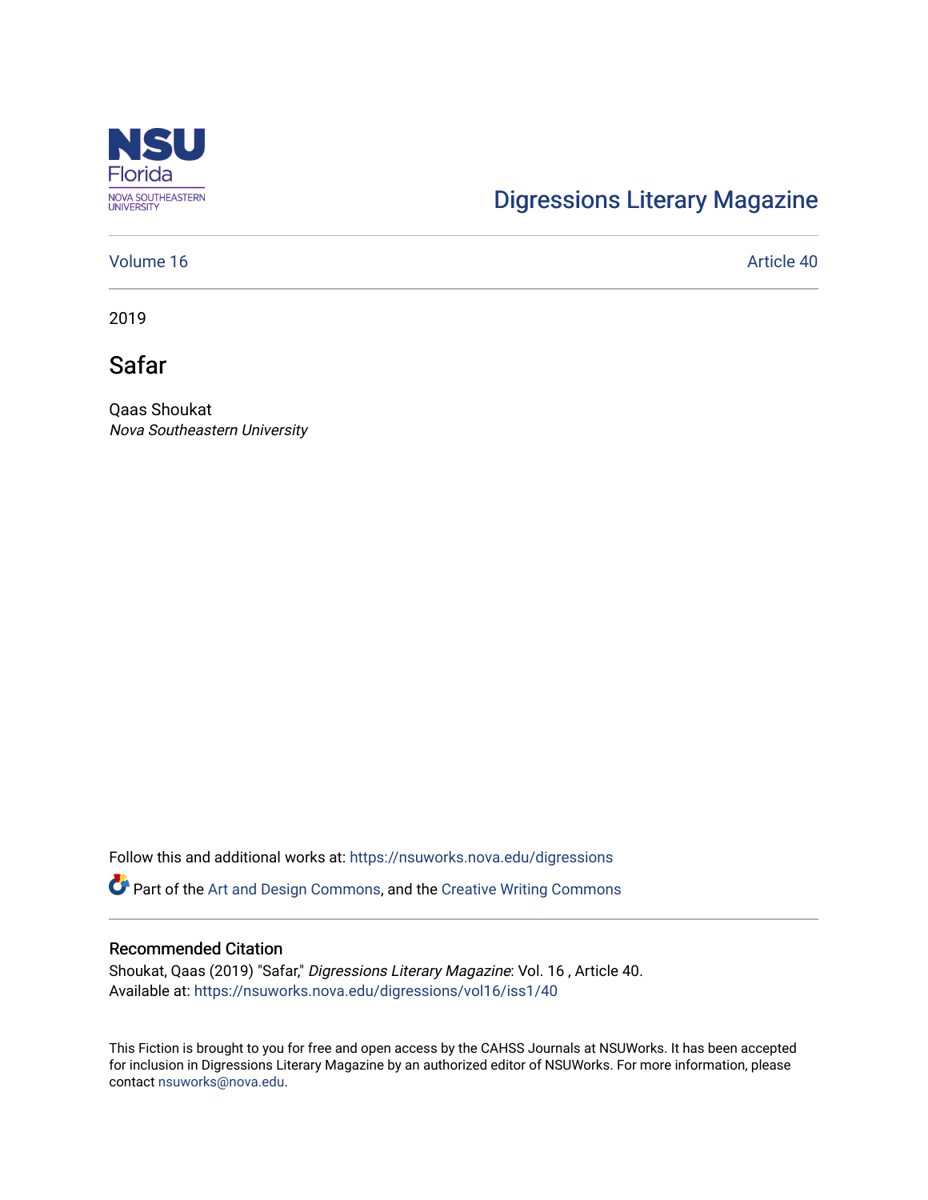NSU Florida
NOVA SOUTHEASTERN UNIVERSITY

Digressions Literary Magazine

Volume 16 | Article 40

2019

# Safar

Qaas Shoukat
*Nova Southeastern University*

Follow this and additional works at: https://nsuworks.nova.edu/digressions

Part of the Art and Design Commons, and the Creative Writing Commons

## Recommended Citation

Shoukat, Qaas (2019) "Safar," *Digressions Literary Magazine*: Vol. 16 , Article 40.
Available at: https://nsuworks.nova.edu/digressions/vol16/iss1/40

This Fiction is brought to you for free and open access by the CAHSS Journals at NSUWorks. It has been accepted for inclusion in Digressions Literary Magazine by an authorized editor of NSUWorks. For more information, please contact nsuworks@nova.edu.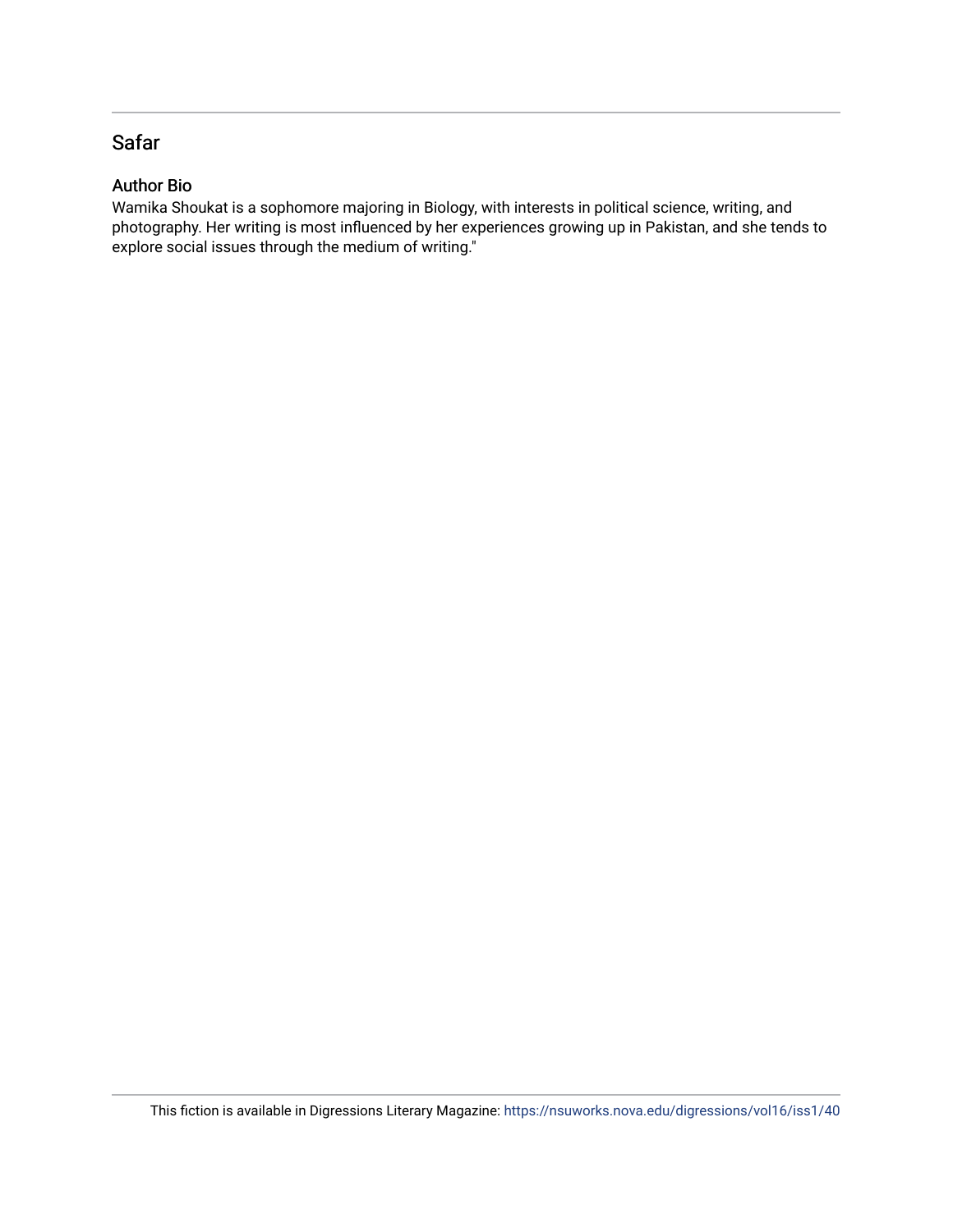## Safar

### Author Bio

Wamika Shoukat is a sophomore majoring in Biology, with interests in political science, writing, and photography. Her writing is most influenced by her experiences growing up in Pakistan, and she tends to explore social issues through the medium of writing."

This fiction is available in Digressions Literary Magazine: https://nsuworks.nova.edu/digressions/vol16/iss1/40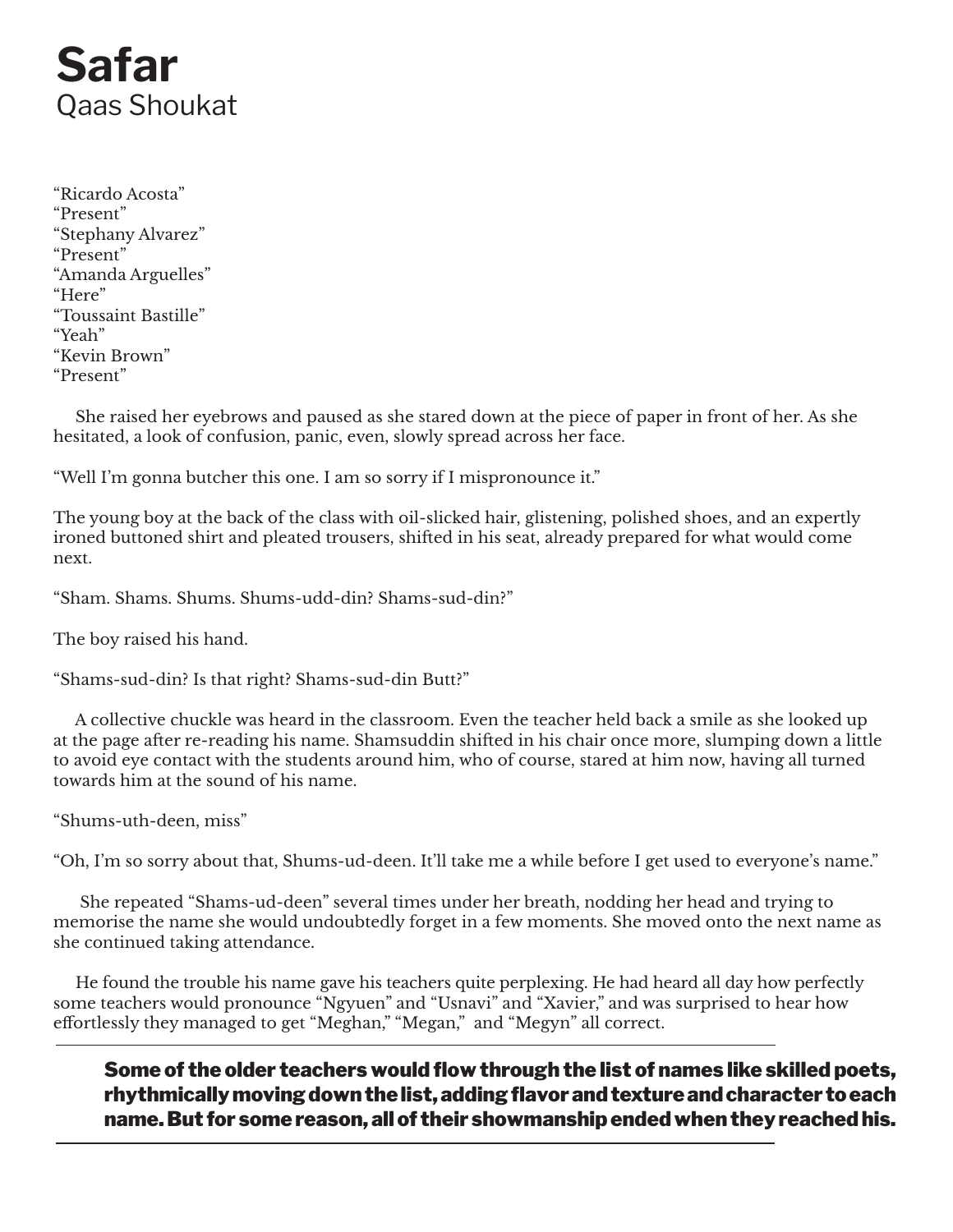# Safar

Qaas Shoukat

"Ricardo Acosta"
"Present"
"Stephany Alvarez"
"Present"
"Amanda Arguelles"
"Here"
"Toussaint Bastille"
"Yeah"
"Kevin Brown"
"Present"

She raised her eyebrows and paused as she stared down at the piece of paper in front of her. As she hesitated, a look of confusion, panic, even, slowly spread across her face.

"Well I'm gonna butcher this one. I am so sorry if I mispronounce it."

The young boy at the back of the class with oil-slicked hair, glistening, polished shoes, and an expertly ironed buttoned shirt and pleated trousers, shifted in his seat, already prepared for what would come next.

"Sham. Shams. Shums. Shums-udd-din? Shams-sud-din?"

The boy raised his hand.

"Shams-sud-din? Is that right? Shams-sud-din Butt?"

A collective chuckle was heard in the classroom. Even the teacher held back a smile as she looked up at the page after re-reading his name. Shamsuddin shifted in his chair once more, slumping down a little to avoid eye contact with the students around him, who of course, stared at him now, having all turned towards him at the sound of his name.

"Shums-uth-deen, miss"

"Oh, I'm so sorry about that, Shums-ud-deen. It'll take me a while before I get used to everyone's name."

She repeated "Shams-ud-deen" several times under her breath, nodding her head and trying to memorise the name she would undoubtedly forget in a few moments. She moved onto the next name as she continued taking attendance.

He found the trouble his name gave his teachers quite perplexing. He had heard all day how perfectly some teachers would pronounce "Ngyuen" and "Usnavi" and "Xavier," and was surprised to hear how effortlessly they managed to get "Meghan," "Megan," and "Megyn" all correct.

**Some of the older teachers would flow through the list of names like skilled poets, rhythmically moving down the list, adding flavor and texture and character to each name. But for some reason, all of their showmanship ended when they reached his.**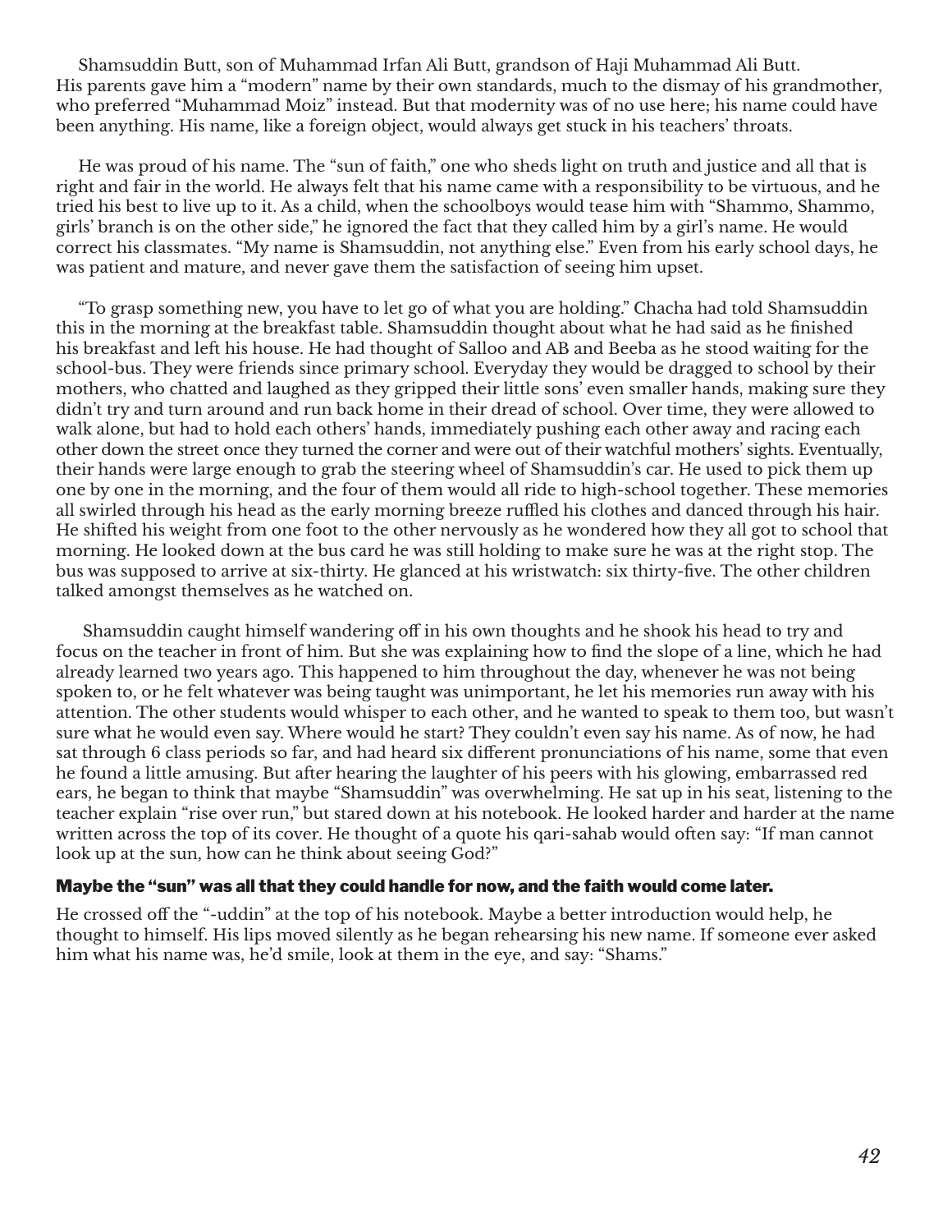Shamsuddin Butt, son of Muhammad Irfan Ali Butt, grandson of Haji Muhammad Ali Butt. His parents gave him a "modern" name by their own standards, much to the dismay of his grandmother, who preferred "Muhammad Moiz" instead. But that modernity was of no use here; his name could have been anything. His name, like a foreign object, would always get stuck in his teachers' throats.

He was proud of his name. The "sun of faith," one who sheds light on truth and justice and all that is right and fair in the world. He always felt that his name came with a responsibility to be virtuous, and he tried his best to live up to it. As a child, when the schoolboys would tease him with "Shammo, Shammo, girls' branch is on the other side," he ignored the fact that they called him by a girl's name. He would correct his classmates. "My name is Shamsuddin, not anything else." Even from his early school days, he was patient and mature, and never gave them the satisfaction of seeing him upset.

"To grasp something new, you have to let go of what you are holding." Chacha had told Shamsuddin this in the morning at the breakfast table. Shamsuddin thought about what he had said as he finished his breakfast and left his house. He had thought of Salloo and AB and Beeba as he stood waiting for the school-bus. They were friends since primary school. Everyday they would be dragged to school by their mothers, who chatted and laughed as they gripped their little sons' even smaller hands, making sure they didn't try and turn around and run back home in their dread of school. Over time, they were allowed to walk alone, but had to hold each others' hands, immediately pushing each other away and racing each other down the street once they turned the corner and were out of their watchful mothers' sights. Eventually, their hands were large enough to grab the steering wheel of Shamsuddin's car. He used to pick them up one by one in the morning, and the four of them would all ride to high-school together. These memories all swirled through his head as the early morning breeze ruffled his clothes and danced through his hair. He shifted his weight from one foot to the other nervously as he wondered how they all got to school that morning. He looked down at the bus card he was still holding to make sure he was at the right stop. The bus was supposed to arrive at six-thirty. He glanced at his wristwatch: six thirty-five. The other children talked amongst themselves as he watched on.

Shamsuddin caught himself wandering off in his own thoughts and he shook his head to try and focus on the teacher in front of him. But she was explaining how to find the slope of a line, which he had already learned two years ago. This happened to him throughout the day, whenever he was not being spoken to, or he felt whatever was being taught was unimportant, he let his memories run away with his attention. The other students would whisper to each other, and he wanted to speak to them too, but wasn't sure what he would even say. Where would he start? They couldn't even say his name. As of now, he had sat through 6 class periods so far, and had heard six different pronunciations of his name, some that even he found a little amusing. But after hearing the laughter of his peers with his glowing, embarrassed red ears, he began to think that maybe "Shamsuddin" was overwhelming. He sat up in his seat, listening to the teacher explain "rise over run," but stared down at his notebook. He looked harder and harder at the name written across the top of its cover. He thought of a quote his qari-sahab would often say: "If man cannot look up at the sun, how can he think about seeing God?"

**Maybe the "sun" was all that they could handle for now, and the faith would come later.**

He crossed off the "-uddin" at the top of his notebook. Maybe a better introduction would help, he thought to himself. His lips moved silently as he began rehearsing his new name. If someone ever asked him what his name was, he'd smile, look at them in the eye, and say: "Shams."